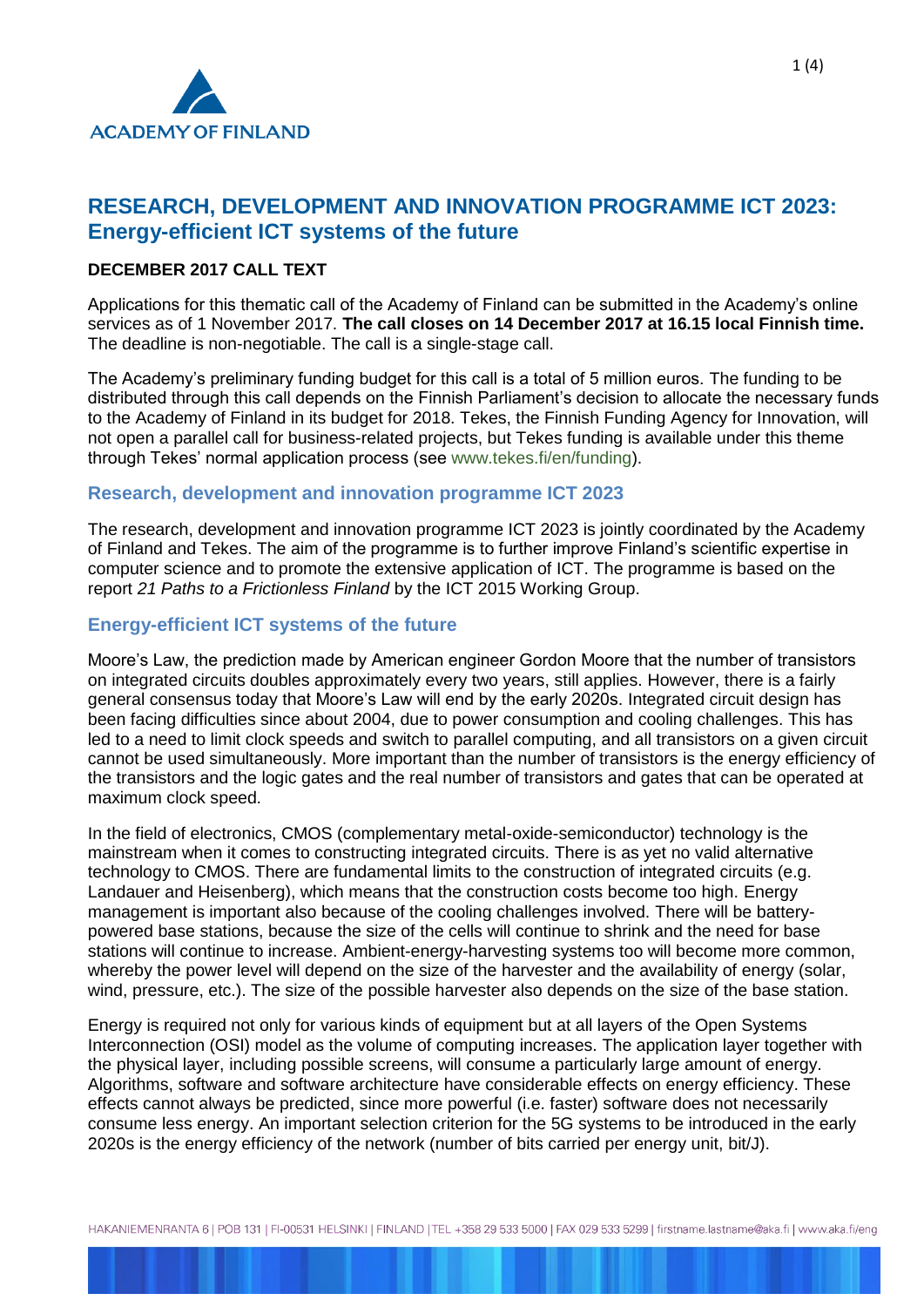# RESEARCH, DEVELOPMENT AND INNOVATION PROGRAMME ICT 2023: Energy-efficient ICT systems of the future

**DECEMBER 2017 CALL TEXT**

Applications for this thematic call of the Academy of Finland can be submitted in the Academy's online services as of 1 November 2017. **The call closes on 14 December 2017 at 16.15 local Finnish time.** The deadline is non-negotiable. The call is a single-stage call.

The Academy's preliminary funding budget for this call is a total of 5 million euros. The funding to be distributed through this call depends on the Finnish Parliament's decision to allocate the necessary funds to the Academy of Finland in its budget for 2018. Tekes, the Finnish Funding Agency for Innovation, will not open a parallel call for business-related projects, but Tekes funding is available under this theme through Tekes' normal application process (see www.tekes.fi/en/funding).

## Research, development and innovation programme ICT 2023

The research, development and innovation programme ICT 2023 is jointly coordinated by the Academy of Finland and Tekes. The aim of the programme is to further improve Finland's scientific expertise in computer science and to promote the extensive application of ICT. The programme is based on the report *21 Paths to a Frictionless Finland* by the ICT 2015 Working Group.

## Energy-efficient ICT systems of the future

Moore's Law, the prediction made by American engineer Gordon Moore that the number of transistors on integrated circuits doubles approximately every two years, still applies. However, there is a fairly general consensus today that Moore's Law will end by the early 2020s. Integrated circuit design has been facing difficulties since about 2004, due to power consumption and cooling challenges. This has led to a need to limit clock speeds and switch to parallel computing, and all transistors on a given circuit cannot be used simultaneously. More important than the number of transistors is the energy efficiency of the transistors and the logic gates and the real number of transistors and gates that can be operated at maximum clock speed.

In the field of electronics, CMOS (complementary metal-oxide-semiconductor) technology is the mainstream when it comes to constructing integrated circuits. There is as yet no valid alternative technology to CMOS. There are fundamental limits to the construction of integrated circuits (e.g. Landauer and Heisenberg), which means that the construction costs become too high. Energy management is important also because of the cooling challenges involved. There will be battery-powered base stations, because the size of the cells will continue to shrink and the need for base stations will continue to increase. Ambient-energy-harvesting systems too will become more common, whereby the power level will depend on the size of the harvester and the availability of energy (solar, wind, pressure, etc.). The size of the possible harvester also depends on the size of the base station.

Energy is required not only for various kinds of equipment but at all layers of the Open Systems Interconnection (OSI) model as the volume of computing increases. The application layer together with the physical layer, including possible screens, will consume a particularly large amount of energy. Algorithms, software and software architecture have considerable effects on energy efficiency. These effects cannot always be predicted, since more powerful (i.e. faster) software does not necessarily consume less energy. An important selection criterion for the 5G systems to be introduced in the early 2020s is the energy efficiency of the network (number of bits carried per energy unit, bit/J).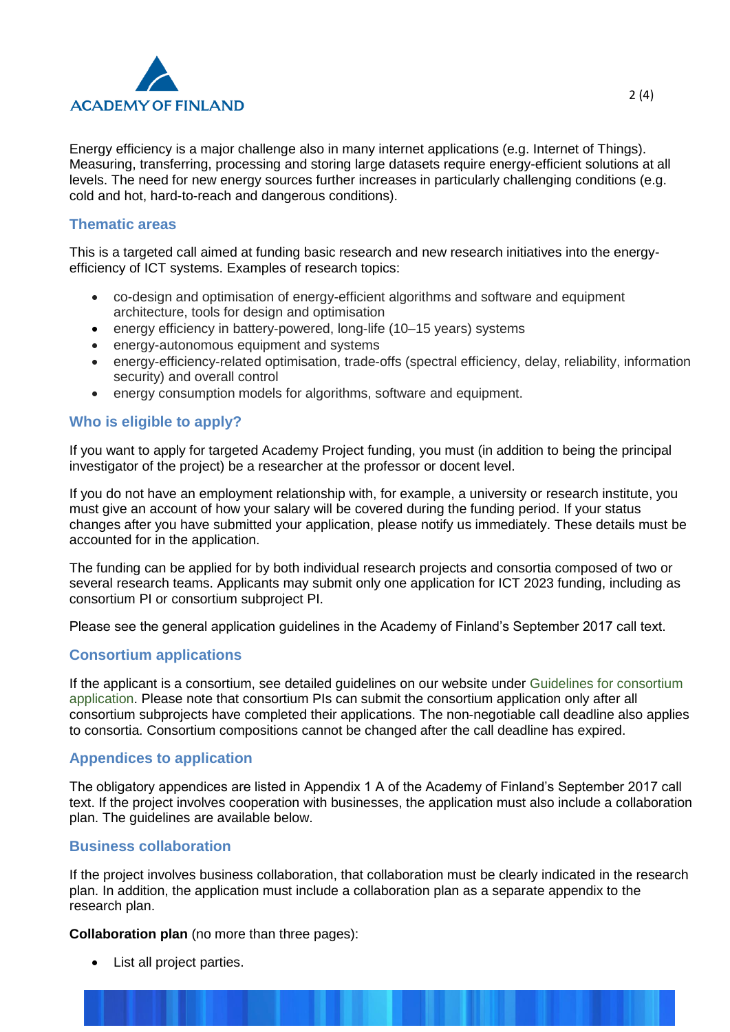Energy efficiency is a major challenge also in many internet applications (e.g. Internet of Things). Measuring, transferring, processing and storing large datasets require energy-efficient solutions at all levels. The need for new energy sources further increases in particularly challenging conditions (e.g. cold and hot, hard-to-reach and dangerous conditions).

## Thematic areas

This is a targeted call aimed at funding basic research and new research initiatives into the energy-efficiency of ICT systems. Examples of research topics:

- co-design and optimisation of energy-efficient algorithms and software and equipment architecture, tools for design and optimisation
- energy efficiency in battery-powered, long-life (10–15 years) systems
- energy-autonomous equipment and systems
- energy-efficiency-related optimisation, trade-offs (spectral efficiency, delay, reliability, information security) and overall control
- energy consumption models for algorithms, software and equipment.

## Who is eligible to apply?

If you want to apply for targeted Academy Project funding, you must (in addition to being the principal investigator of the project) be a researcher at the professor or docent level.

If you do not have an employment relationship with, for example, a university or research institute, you must give an account of how your salary will be covered during the funding period. If your status changes after you have submitted your application, please notify us immediately. These details must be accounted for in the application.

The funding can be applied for by both individual research projects and consortia composed of two or several research teams. Applicants may submit only one application for ICT 2023 funding, including as consortium PI or consortium subproject PI.

Please see the general application guidelines in the Academy of Finland's September 2017 call text.

## Consortium applications

If the applicant is a consortium, see detailed guidelines on our website under Guidelines for consortium application. Please note that consortium PIs can submit the consortium application only after all consortium subprojects have completed their applications. The non-negotiable call deadline also applies to consortia. Consortium compositions cannot be changed after the call deadline has expired.

## Appendices to application

The obligatory appendices are listed in Appendix 1 A of the Academy of Finland's September 2017 call text. If the project involves cooperation with businesses, the application must also include a collaboration plan. The guidelines are available below.

## Business collaboration

If the project involves business collaboration, that collaboration must be clearly indicated in the research plan. In addition, the application must include a collaboration plan as a separate appendix to the research plan.

**Collaboration plan** (no more than three pages):

- List all project parties.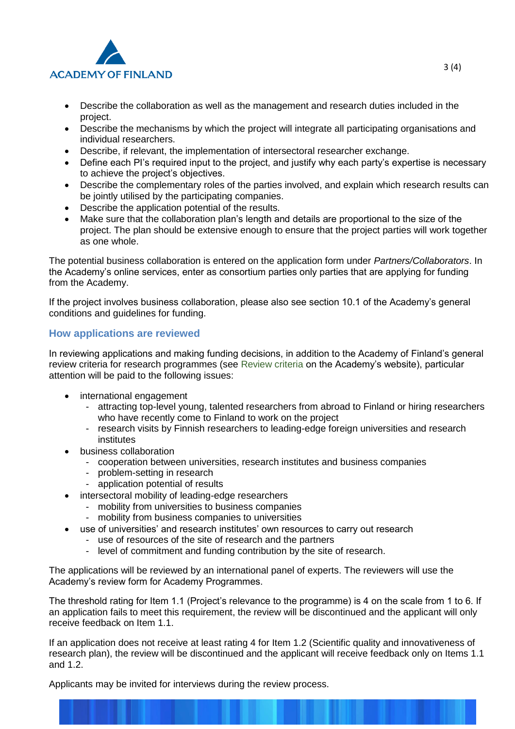- Describe the collaboration as well as the management and research duties included in the project.
- Describe the mechanisms by which the project will integrate all participating organisations and individual researchers.
- Describe, if relevant, the implementation of intersectoral researcher exchange.
- Define each PI's required input to the project, and justify why each party's expertise is necessary to achieve the project's objectives.
- Describe the complementary roles of the parties involved, and explain which research results can be jointly utilised by the participating companies.
- Describe the application potential of the results.
- Make sure that the collaboration plan's length and details are proportional to the size of the project. The plan should be extensive enough to ensure that the project parties will work together as one whole.

The potential business collaboration is entered on the application form under *Partners/Collaborators*. In the Academy's online services, enter as consortium parties only parties that are applying for funding from the Academy.

If the project involves business collaboration, please also see section 10.1 of the Academy's general conditions and guidelines for funding.

## How applications are reviewed

In reviewing applications and making funding decisions, in addition to the Academy of Finland's general review criteria for research programmes (see Review criteria on the Academy's website), particular attention will be paid to the following issues:

- international engagement
  - attracting top-level young, talented researchers from abroad to Finland or hiring researchers who have recently come to Finland to work on the project
  - research visits by Finnish researchers to leading-edge foreign universities and research institutes
- business collaboration
  - cooperation between universities, research institutes and business companies
  - problem-setting in research
  - application potential of results
- intersectoral mobility of leading-edge researchers
  - mobility from universities to business companies
  - mobility from business companies to universities
- use of universities' and research institutes' own resources to carry out research
  - use of resources of the site of research and the partners
  - level of commitment and funding contribution by the site of research.

The applications will be reviewed by an international panel of experts. The reviewers will use the Academy's review form for Academy Programmes.

The threshold rating for Item 1.1 (Project's relevance to the programme) is 4 on the scale from 1 to 6. If an application fails to meet this requirement, the review will be discontinued and the applicant will only receive feedback on Item 1.1.

If an application does not receive at least rating 4 for Item 1.2 (Scientific quality and innovativeness of research plan), the review will be discontinued and the applicant will receive feedback only on Items 1.1 and 1.2.

Applicants may be invited for interviews during the review process.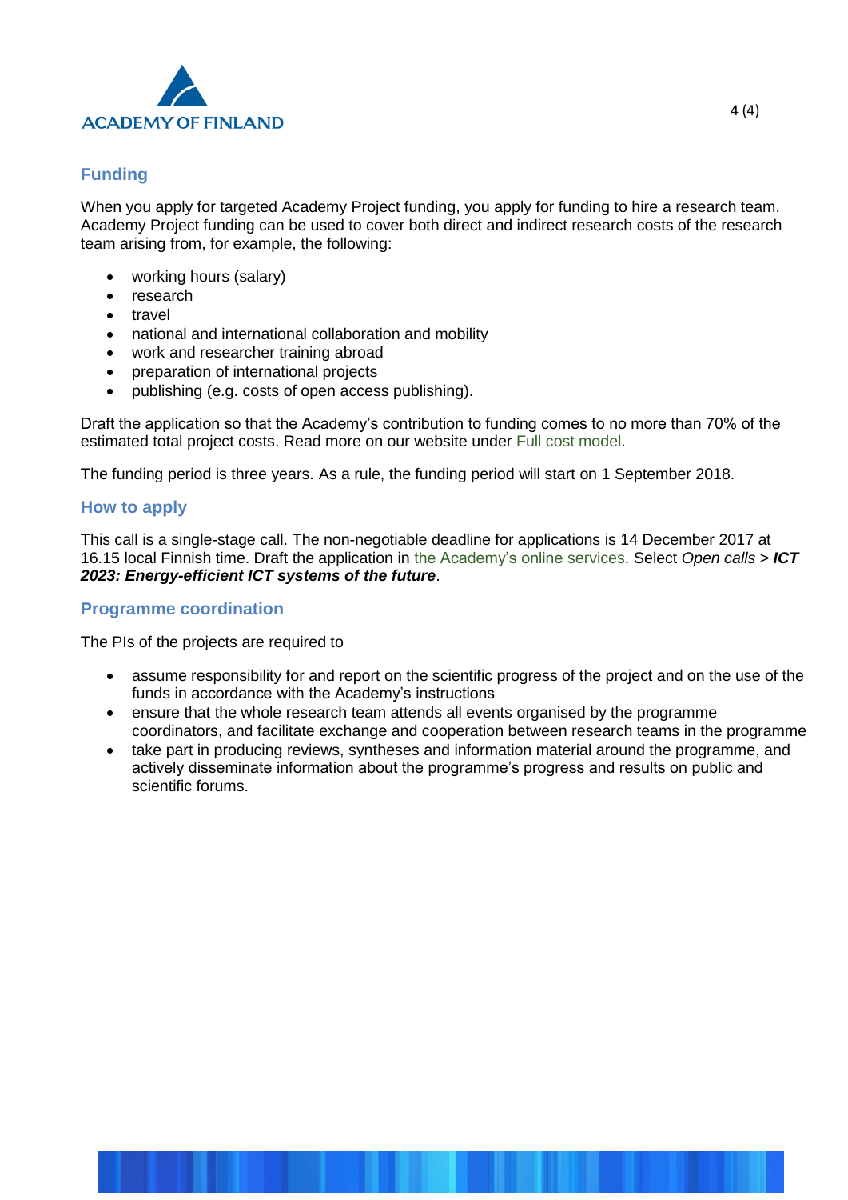## Funding

When you apply for targeted Academy Project funding, you apply for funding to hire a research team. Academy Project funding can be used to cover both direct and indirect research costs of the research team arising from, for example, the following:

- working hours (salary)
- research
- travel
- national and international collaboration and mobility
- work and researcher training abroad
- preparation of international projects
- publishing (e.g. costs of open access publishing).

Draft the application so that the Academy's contribution to funding comes to no more than 70% of the estimated total project costs. Read more on our website under Full cost model.

The funding period is three years. As a rule, the funding period will start on 1 September 2018.

## How to apply

This call is a single-stage call. The non-negotiable deadline for applications is 14 December 2017 at 16.15 local Finnish time. Draft the application in the Academy's online services. Select *Open calls* > ***ICT 2023: Energy-efficient ICT systems of the future***.

## Programme coordination

The PIs of the projects are required to

- assume responsibility for and report on the scientific progress of the project and on the use of the funds in accordance with the Academy's instructions
- ensure that the whole research team attends all events organised by the programme coordinators, and facilitate exchange and cooperation between research teams in the programme
- take part in producing reviews, syntheses and information material around the programme, and actively disseminate information about the programme's progress and results on public and scientific forums.